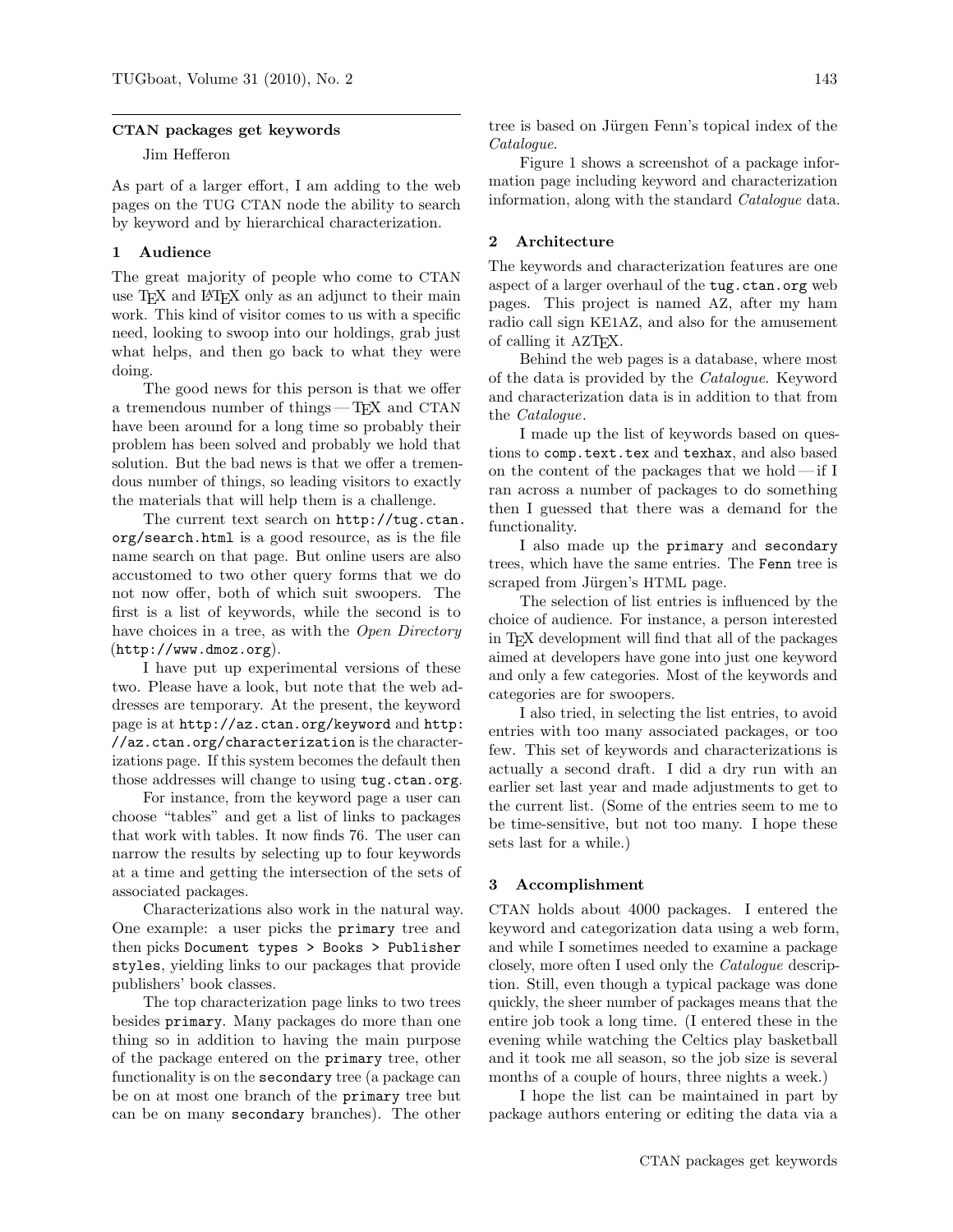## CTAN packages get keywords

Jim Hefferon

As part of a larger effort, I am adding to the web pages on the TUG CTAN node the ability to search by keyword and by hierarchical characterization.

### 1 Audience

The great majority of people who come to CTAN use TeX and LaTeX only as an adjunct to their main work. This kind of visitor comes to us with a specific need, looking to swoop into our holdings, grab just what helps, and then go back to what they were doing.

The good news for this person is that we offer a tremendous number of things — TeX and CTAN have been around for a long time so probably their problem has been solved and probably we hold that solution. But the bad news is that we offer a tremendous number of things, so leading visitors to exactly the materials that will help them is a challenge.

The current text search on `http://tug.ctan.org/search.html` is a good resource, as is the file name search on that page. But online users are also accustomed to two other query forms that we do not now offer, both of which suit swoopers. The first is a list of keywords, while the second is to have choices in a tree, as with the *Open Directory* (`http://www.dmoz.org`).

I have put up experimental versions of these two. Please have a look, but note that the web addresses are temporary. At the present, the keyword page is at `http://az.ctan.org/keyword` and `http://az.ctan.org/characterization` is the characterizations page. If this system becomes the default then those addresses will change to using `tug.ctan.org`.

For instance, from the keyword page a user can choose "tables" and get a list of links to packages that work with tables. It now finds 76. The user can narrow the results by selecting up to four keywords at a time and getting the intersection of the sets of associated packages.

Characterizations also work in the natural way. One example: a user picks the `primary` tree and then picks `Document types > Books > Publisher styles`, yielding links to our packages that provide publishers' book classes.

The top characterization page links to two trees besides `primary`. Many packages do more than one thing so in addition to having the main purpose of the package entered on the `primary` tree, other functionality is on the `secondary` tree (a package can be on at most one branch of the `primary` tree but can be on many `secondary` branches). The other tree is based on Jürgen Fenn's topical index of the *Catalogue*.

Figure 1 shows a screenshot of a package information page including keyword and characterization information, along with the standard *Catalogue* data.

### 2 Architecture

The keywords and characterization features are one aspect of a larger overhaul of the `tug.ctan.org` web pages. This project is named AZ, after my ham radio call sign KE1AZ, and also for the amusement of calling it AZTeX.

Behind the web pages is a database, where most of the data is provided by the *Catalogue*. Keyword and characterization data is in addition to that from the *Catalogue*.

I made up the list of keywords based on questions to `comp.text.tex` and `texhax`, and also based on the content of the packages that we hold — if I ran across a number of packages to do something then I guessed that there was a demand for the functionality.

I also made up the `primary` and `secondary` trees, which have the same entries. The `Fenn` tree is scraped from Jürgen's HTML page.

The selection of list entries is influenced by the choice of audience. For instance, a person interested in TeX development will find that all of the packages aimed at developers have gone into just one keyword and only a few categories. Most of the keywords and categories are for swoopers.

I also tried, in selecting the list entries, to avoid entries with too many associated packages, or too few. This set of keywords and characterizations is actually a second draft. I did a dry run with an earlier set last year and made adjustments to get to the current list. (Some of the entries seem to me to be time-sensitive, but not too many. I hope these sets last for a while.)

### 3 Accomplishment

CTAN holds about 4000 packages. I entered the keyword and categorization data using a web form, and while I sometimes needed to examine a package closely, more often I used only the *Catalogue* description. Still, even though a typical package was done quickly, the sheer number of packages means that the entire job took a long time. (I entered these in the evening while watching the Celtics play basketball and it took me all season, so the job size is several months of a couple of hours, three nights a week.)

I hope the list can be maintained in part by package authors entering or editing the data via a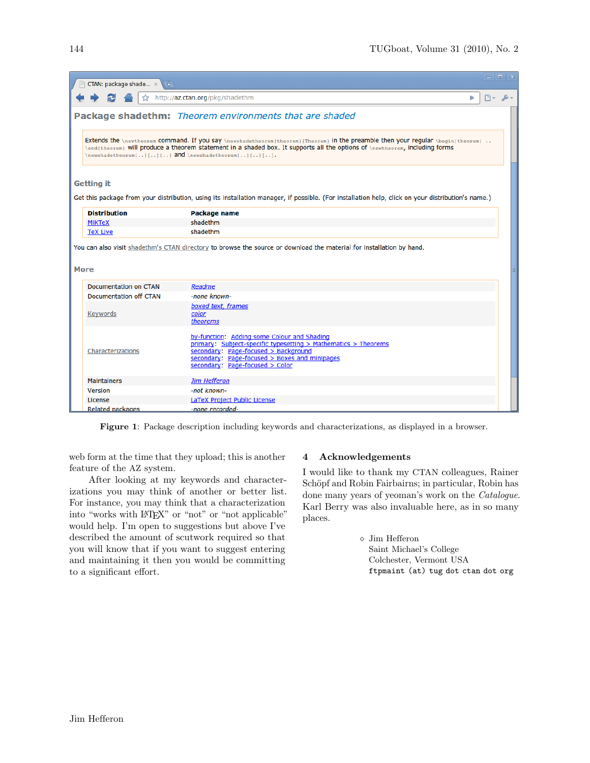Figure 1: Package description including keywords and characterizations, as displayed in a browser.

web form at the time that they upload; this is another feature of the AZ system.

After looking at my keywords and characterizations you may think of another or better list. For instance, you may think that a characterization into "works with LaTeX" or "not" or "not applicable" would help. I'm open to suggestions but above I've described the amount of scutwork required so that you will know that if you want to suggest entering and maintaining it then you would be committing to a significant effort.

## 4 Acknowledgements

I would like to thank my CTAN colleagues, Rainer Schöpf and Robin Fairbairns; in particular, Robin has done many years of yeoman's work on the *Catalogue*. Karl Berry was also invaluable here, as in so many places.

⋄ Jim Hefferon
Saint Michael's College
Colchester, Vermont USA
`ftpmaint (at) tug dot ctan dot org`